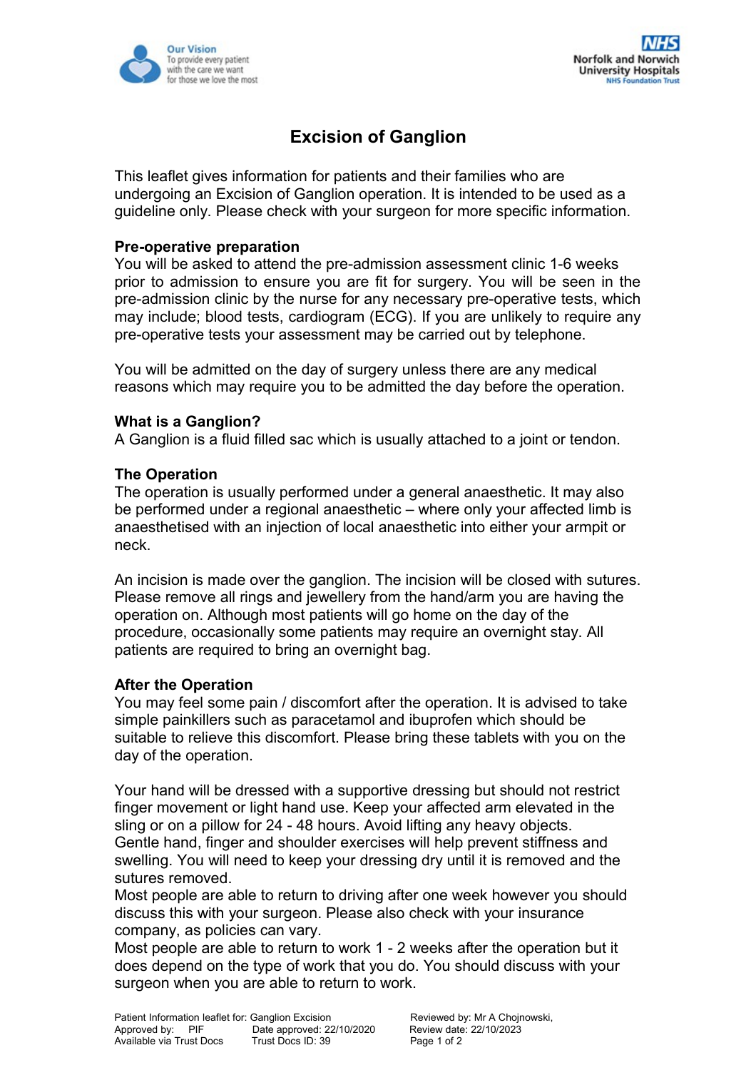# Excision of Ganglion

This leaflet gives information for patients and their families who are undergoing an Excision of Ganglion operation. It is intended to be used as a guideline only. Please check with your surgeon for more specific information.

**Pre-operative preparation**

You will be asked to attend the pre-admission assessment clinic 1-6 weeks prior to admission to ensure you are fit for surgery. You will be seen in the pre-admission clinic by the nurse for any necessary pre-operative tests, which may include; blood tests, cardiogram (ECG). If you are unlikely to require any pre-operative tests your assessment may be carried out by telephone.

You will be admitted on the day of surgery unless there are any medical reasons which may require you to be admitted the day before the operation.

**What is a Ganglion?**

A Ganglion is a fluid filled sac which is usually attached to a joint or tendon.

**The Operation**

The operation is usually performed under a general anaesthetic. It may also be performed under a regional anaesthetic – where only your affected limb is anaesthetised with an injection of local anaesthetic into either your armpit or neck.

An incision is made over the ganglion. The incision will be closed with sutures. Please remove all rings and jewellery from the hand/arm you are having the operation on. Although most patients will go home on the day of the procedure, occasionally some patients may require an overnight stay. All patients are required to bring an overnight bag.

**After the Operation**

You may feel some pain / discomfort after the operation. It is advised to take simple painkillers such as paracetamol and ibuprofen which should be suitable to relieve this discomfort. Please bring these tablets with you on the day of the operation.

Your hand will be dressed with a supportive dressing but should not restrict finger movement or light hand use. Keep your affected arm elevated in the sling or on a pillow for 24 - 48 hours. Avoid lifting any heavy objects.
Gentle hand, finger and shoulder exercises will help prevent stiffness and swelling. You will need to keep your dressing dry until it is removed and the sutures removed.
Most people are able to return to driving after one week however you should discuss this with your surgeon. Please also check with your insurance company, as policies can vary.
Most people are able to return to work 1 - 2 weeks after the operation but it does depend on the type of work that you do. You should discuss with your surgeon when you are able to return to work.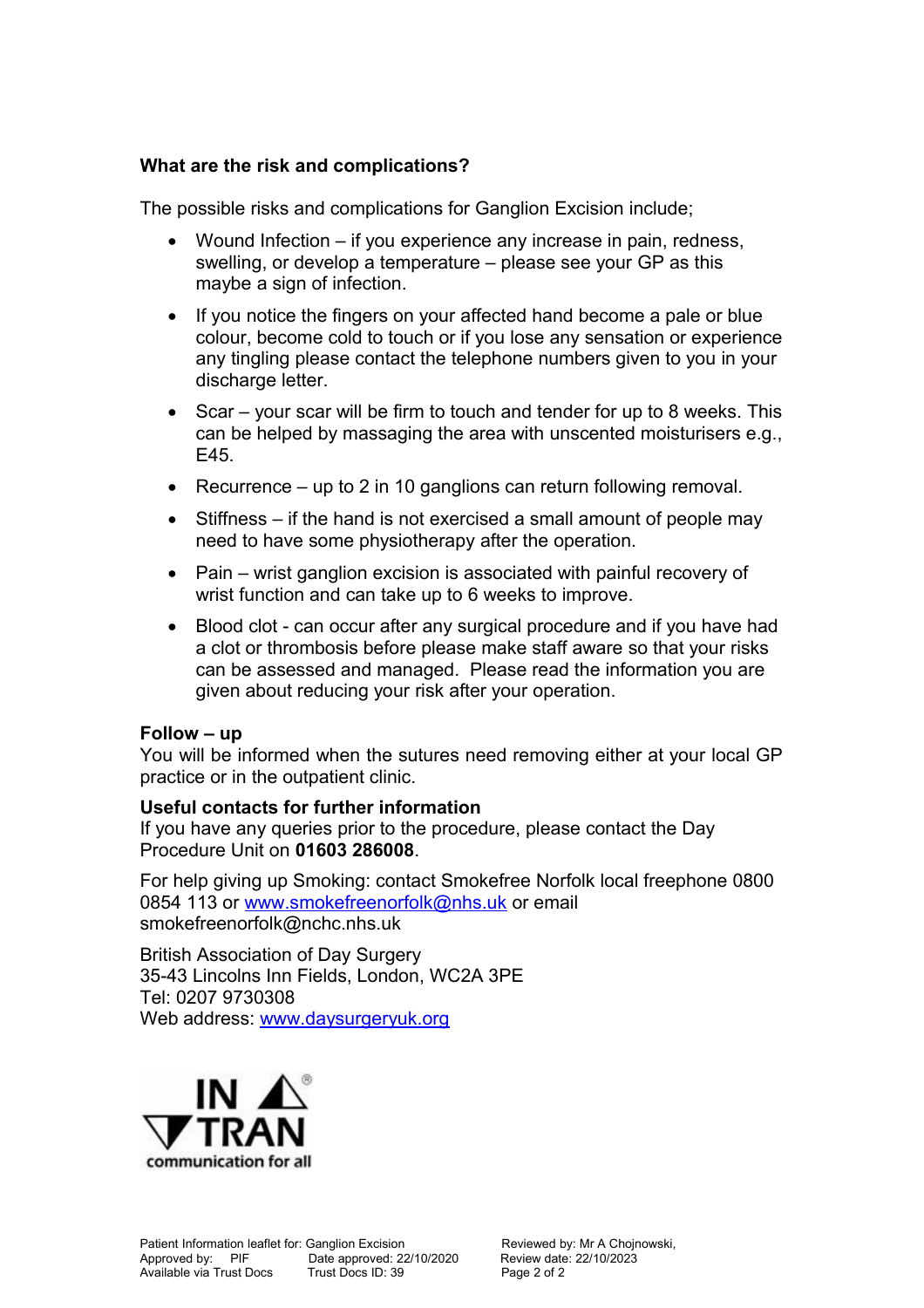### What are the risk and complications?

The possible risks and complications for Ganglion Excision include;

- Wound Infection – if you experience any increase in pain, redness, swelling, or develop a temperature – please see your GP as this maybe a sign of infection.
- If you notice the fingers on your affected hand become a pale or blue colour, become cold to touch or if you lose any sensation or experience any tingling please contact the telephone numbers given to you in your discharge letter.
- Scar – your scar will be firm to touch and tender for up to 8 weeks. This can be helped by massaging the area with unscented moisturisers e.g., E45.
- Recurrence – up to 2 in 10 ganglions can return following removal.
- Stiffness – if the hand is not exercised a small amount of people may need to have some physiotherapy after the operation.
- Pain – wrist ganglion excision is associated with painful recovery of wrist function and can take up to 6 weeks to improve.
- Blood clot - can occur after any surgical procedure and if you have had a clot or thrombosis before please make staff aware so that your risks can be assessed and managed. Please read the information you are given about reducing your risk after your operation.

### Follow – up

You will be informed when the sutures need removing either at your local GP practice or in the outpatient clinic.

### Useful contacts for further information

If you have any queries prior to the procedure, please contact the Day Procedure Unit on **01603 286008**.

For help giving up Smoking: contact Smokefree Norfolk local freephone 0800 0854 113 or www.smokefreenorfolk@nhs.uk or email smokefreenorfolk@nchc.nhs.uk

British Association of Day Surgery
35-43 Lincolns Inn Fields, London, WC2A 3PE
Tel: 0207 9730308
Web address: www.daysurgeryuk.org

IN TRAN®
communication for all

Patient Information leaflet for: Ganglion Excision
Approved by: PIF Date approved: 22/10/2020
Available via Trust Docs Trust Docs ID: 39
Reviewed by: Mr A Chojnowski,
Review date: 22/10/2023